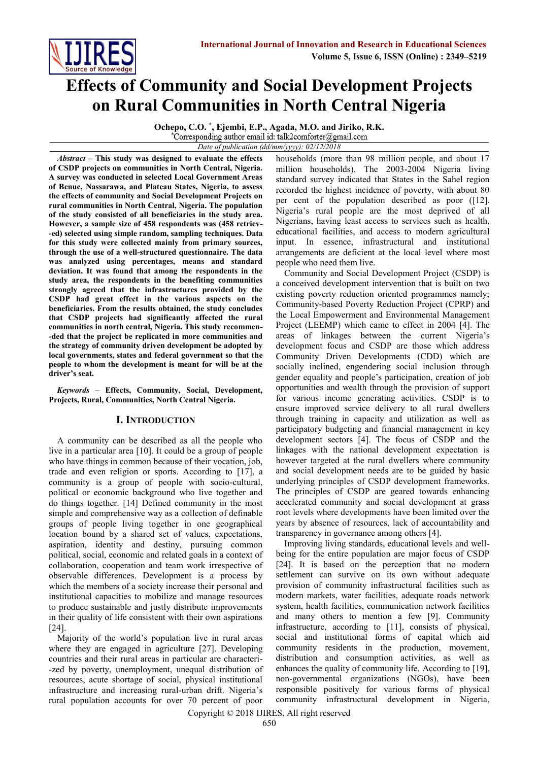# Effects of Community and Social Development Projects on Rural Communities in North Central Nigeria

**Ochepo, C.O. [*], Ejembi, E.P., Agada, M.O. and Jiriko, R.K.**

[*]Corresponding author email id: talk2comforter@gmail.com

*Date of publication (dd/mm/yyyy): 02/12/2018*

***Abstract* – This study was designed to evaluate the effects of CSDP projects on communities in North Central, Nigeria. A survey was conducted in selected Local Government Areas of Benue, Nassarawa, and Plateau States, Nigeria, to assess the effects of community and Social Development Projects on rural communities in North Central, Nigeria. The population of the study consisted of all beneficiaries in the study area. However, a sample size of 458 respondents was (458 retrieved) selected using simple random, sampling techniques. Data for this study were collected mainly from primary sources, through the use of a well-structured questionnaire. The data was analyzed using percentages, means and standard deviation. It was found that among the respondents in the study area, the respondents in the benefiting communities strongly agreed that the infrastructures provided by the CSDP had great effect in the various aspects on the beneficiaries. From the results obtained, the study concludes that CSDP projects had significantly affected the rural communities in north central, Nigeria. This study recommended that the project be replicated in more communities and the strategy of community driven development be adopted by local governments, states and federal government so that the people to whom the development is meant for will be at the driver's seat.**

***Keywords* – Effects, Community, Social, Development, Projects, Rural, Communities, North Central Nigeria.**

## I. Introduction

A community can be described as all the people who live in a particular area [10]. It could be a group of people who have things in common because of their vocation, job, trade and even religion or sports. According to [17], a community is a group of people with socio-cultural, political or economic background who live together and do things together. [14] Defined community in the most simple and comprehensive way as a collection of definable groups of people living together in one geographical location bound by a shared set of values, expectations, aspiration, identity and destiny, pursuing common political, social, economic and related goals in a context of collaboration, cooperation and team work irrespective of observable differences. Development is a process by which the members of a society increase their personal and institutional capacities to mobilize and manage resources to produce sustainable and justly distribute improvements in their quality of life consistent with their own aspirations [24].

Majority of the world's population live in rural areas where they are engaged in agriculture [27]. Developing countries and their rural areas in particular are characterized by poverty, unemployment, unequal distribution of resources, acute shortage of social, physical institutional infrastructure and increasing rural-urban drift. Nigeria's rural population accounts for over 70 percent of poor households (more than 98 million people, and about 17 million households). The 2003-2004 Nigeria living standard survey indicated that States in the Sahel region recorded the highest incidence of poverty, with about 80 per cent of the population described as poor ([12]. Nigeria's rural people are the most deprived of all Nigerians, having least access to services such as health, educational facilities, and access to modern agricultural input. In essence, infrastructural and institutional arrangements are deficient at the local level where most people who need them live.

Community and Social Development Project (CSDP) is a conceived development intervention that is built on two existing poverty reduction oriented programmes namely; Community-based Poverty Reduction Project (CPRP) and the Local Empowerment and Environmental Management Project (LEEMP) which came to effect in 2004 [4]. The areas of linkages between the current Nigeria's development focus and CSDP are those which address Community Driven Developments (CDD) which are socially inclined, engendering social inclusion through gender equality and people's participation, creation of job opportunities and wealth through the provision of support for various income generating activities. CSDP is to ensure improved service delivery to all rural dwellers through training in capacity and utilization as well as participatory budgeting and financial management in key development sectors [4]. The focus of CSDP and the linkages with the national development expectation is however targeted at the rural dwellers where community and social development needs are to be guided by basic underlying principles of CSDP development frameworks. The principles of CSDP are geared towards enhancing accelerated community and social development at grass root levels where developments have been limited over the years by absence of resources, lack of accountability and transparency in governance among others [4].

Improving living standards, educational levels and well-being for the entire population are major focus of CSDP [24]. It is based on the perception that no modern settlement can survive on its own without adequate provision of community infrastructural facilities such as modern markets, water facilities, adequate roads network system, health facilities, communication network facilities and many others to mention a few [9]. Community infrastructure, according to [11], consists of physical, social and institutional forms of capital which aid community residents in the production, movement, distribution and consumption activities, as well as enhances the quality of community life. According to [19], non-governmental organizations (NGOs), have been responsible positively for various forms of physical community infrastructural development in Nigeria,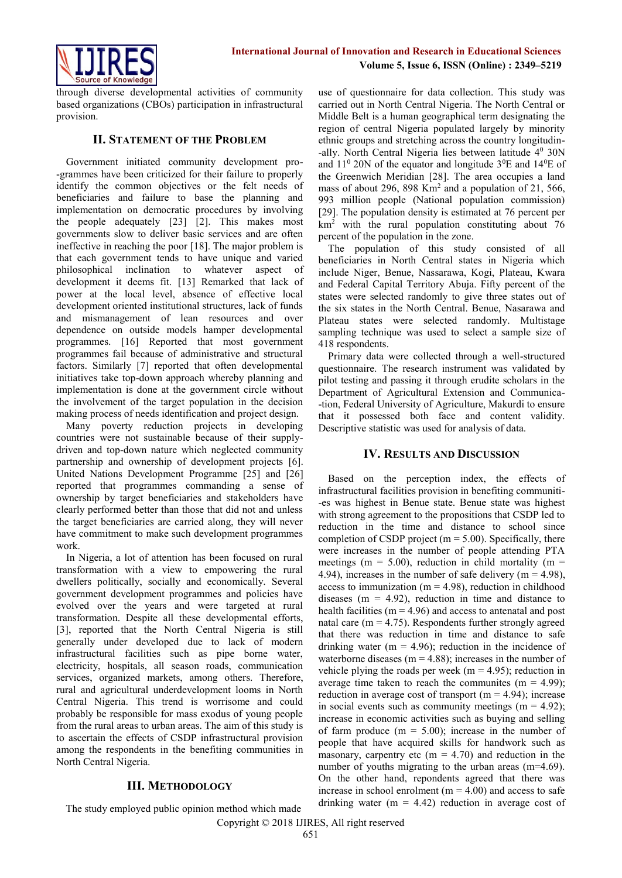through diverse developmental activities of community based organizations (CBOs) participation in infrastructural provision.

## II. Statement of the Problem

Government initiated community development programmes have been criticized for their failure to properly identify the common objectives or the felt needs of beneficiaries and failure to base the planning and implementation on democratic procedures by involving the people adequately [23] [2]. This makes most governments slow to deliver basic services and are often ineffective in reaching the poor [18]. The major problem is that each government tends to have unique and varied philosophical inclination to whatever aspect of development it deems fit. [13] Remarked that lack of power at the local level, absence of effective local development oriented institutional structures, lack of funds and mismanagement of lean resources and over dependence on outside models hamper developmental programmes. [16] Reported that most government programmes fail because of administrative and structural factors. Similarly [7] reported that often developmental initiatives take top-down approach whereby planning and implementation is done at the government circle without the involvement of the target population in the decision making process of needs identification and project design.

Many poverty reduction projects in developing countries were not sustainable because of their supply-driven and top-down nature which neglected community partnership and ownership of development projects [6]. United Nations Development Programme [25] and [26] reported that programmes commanding a sense of ownership by target beneficiaries and stakeholders have clearly performed better than those that did not and unless the target beneficiaries are carried along, they will never have commitment to make such development programmes work.

In Nigeria, a lot of attention has been focused on rural transformation with a view to empowering the rural dwellers politically, socially and economically. Several government development programmes and policies have evolved over the years and were targeted at rural transformation. Despite all these developmental efforts, [3], reported that the North Central Nigeria is still generally under developed due to lack of modern infrastructural facilities such as pipe borne water, electricity, hospitals, all season roads, communication services, organized markets, among others. Therefore, rural and agricultural underdevelopment looms in North Central Nigeria. This trend is worrisome and could probably be responsible for mass exodus of young people from the rural areas to urban areas. The aim of this study is to ascertain the effects of CSDP infrastructural provision among the respondents in the benefiting communities in North Central Nigeria.

## III. Methodology

The study employed public opinion method which made use of questionnaire for data collection. This study was carried out in North Central Nigeria. The North Central or Middle Belt is a human geographical term designating the region of central Nigeria populated largely by minority ethnic groups and stretching across the country longitudinally. North Central Nigeria lies between latitude $4^0$ 30N and $11^0$ 20N of the equator and longitude $3^0$E and $14^0$E of the Greenwich Meridian [28]. The area occupies a land mass of about 296, 898 Km$^2$ and a population of 21, 566, 993 million people (National population commission) [29]. The population density is estimated at 76 percent per km$^2$ with the rural population constituting about 76 percent of the population in the zone.

The population of this study consisted of all beneficiaries in North Central states in Nigeria which include Niger, Benue, Nassarawa, Kogi, Plateau, Kwara and Federal Capital Territory Abuja. Fifty percent of the states were selected randomly to give three states out of the six states in the North Central. Benue, Nasarawa and Plateau states were selected randomly. Multistage sampling technique was used to select a sample size of 418 respondents.

Primary data were collected through a well-structured questionnaire. The research instrument was validated by pilot testing and passing it through erudite scholars in the Department of Agricultural Extension and Communication, Federal University of Agriculture, Makurdi to ensure that it possessed both face and content validity. Descriptive statistic was used for analysis of data.

## IV. Results and Discussion

Based on the perception index, the effects of infrastructural facilities provision in benefiting communities was highest in Benue state. Benue state was highest with strong agreement to the propositions that CSDP led to reduction in the time and distance to school since completion of CSDP project (m = 5.00). Specifically, there were increases in the number of people attending PTA meetings (m = 5.00), reduction in child mortality (m = 4.94), increases in the number of safe delivery (m = 4.98), access to immunization (m = 4.98), reduction in childhood diseases (m = 4.92), reduction in time and distance to health facilities (m = 4.96) and access to antenatal and post natal care (m = 4.75). Respondents further strongly agreed that there was reduction in time and distance to safe drinking water (m = 4.96); reduction in the incidence of waterborne diseases (m = 4.88); increases in the number of vehicle plying the roads per week (m = 4.95); reduction in average time taken to reach the communites (m = 4.99); reduction in average cost of transport (m = 4.94); increase in social events such as community meetings (m = 4.92); increase in economic activities such as buying and selling of farm produce (m = 5.00); increase in the number of people that have acquired skills for handwork such as masonary, carpentry etc (m = 4.70) and reduction in the number of youths migrating to the urban areas (m=4.69). On the other hand, repondents agreed that there was increase in school enrolment (m = 4.00) and access to safe drinking water (m = 4.42) reduction in average cost of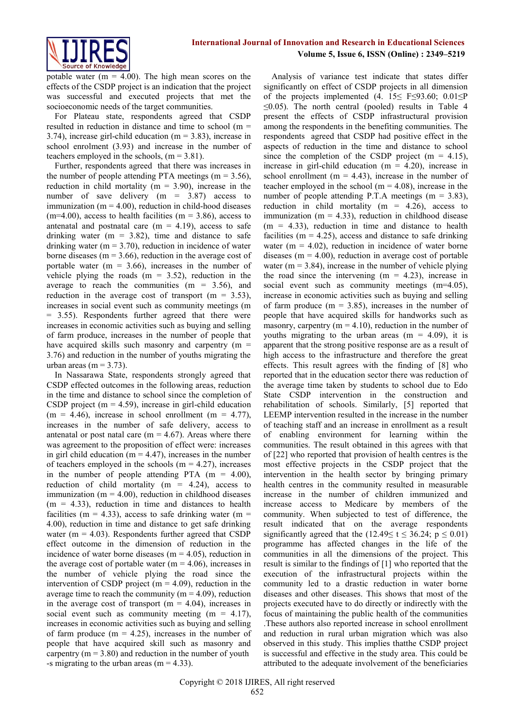potable water (m = 4.00). The high mean scores on the effects of the CSDP project is an indication that the project was successful and executed projects that met the socioeconomic needs of the target communities.

For Plateau state, respondents agreed that CSDP resulted in reduction in distance and time to school (m = 3.74), increase girl-child education (m = 3.83), increase in school enrolment (3.93) and increase in the number of teachers employed in the schools, (m = 3.81).

Further, respondents agreed that there was increases in the number of people attending PTA meetings (m = 3.56), reduction in child mortality (m = 3.90), increase in the number of save delivery (m = 3.87) access to immunization (m = 4.00), reduction in child-hood diseases (m=4.00), access to health facilities (m = 3.86), access to antenatal and postnatal care (m = 4.19), access to safe drinking water (m = 3.82), time and distance to safe drinking water (m = 3.70), reduction in incidence of water borne diseases (m = 3.66), reduction in the average cost of portable water (m = 3.66), increases in the number of vehicle plying the roads (m = 3.52), reduction in the average to reach the communities (m = 3.56), and reduction in the average cost of transport (m = 3.53), increases in social event such as community meetings (m = 3.55). Respondents further agreed that there were increases in economic activities such as buying and selling of farm produce, increases in the number of people that have acquired skills such masonry and carpentry (m = 3.76) and reduction in the number of youths migrating the urban areas (m = 3.73).

In Nassarawa State, respondents strongly agreed that CSDP effected outcomes in the following areas, reduction in the time and distance to school since the completion of CSDP project (m = 4.59), increase in girl-child education (m = 4.46), increase in school enrollment (m = 4.77), increases in the number of safe delivery, access to antenatal or post natal care (m = 4.67). Areas where there was agreement to the proposition of effect were: increases in girl child education (m = 4.47), increases in the number of teachers employed in the schools (m = 4.27), increases in the number of people attending PTA (m = 4.00), reduction of child mortality (m = 4.24), access to immunization (m = 4.00), reduction in childhood diseases (m = 4.33), reduction in time and distances to health facilities (m = 4.33), access to safe drinking water (m = 4.00), reduction in time and distance to get safe drinking water (m = 4.03). Respondents further agreed that CSDP effect outcome in the dimension of reduction in the incidence of water borne diseases (m = 4.05), reduction in the average cost of portable water (m = 4.06), increases in the number of vehicle plying the road since the intervention of CSDP project (m = 4.09), reduction in the average time to reach the community (m = 4.09), reduction in the average cost of transport (m = 4.04), increases in social event such as community meeting (m = 4.17), increases in economic activities such as buying and selling of farm produce (m = 4.25), increases in the number of people that have acquired skill such as masonry and carpentry (m = 3.80) and reduction in the number of youth -s migrating to the urban areas (m = 4.33).

Analysis of variance test indicate that states differ significantly on effect of CSDP projects in all dimension of the projects implemented (4. 15≤ F≤93.60; 0.01≤P ≤0.05). The north central (pooled) results in Table 4 present the effects of CSDP infrastructural provision among the respondents in the benefiting communities. The respondents agreed that CSDP had positive effect in the aspects of reduction in the time and distance to school since the completion of the CSDP project (m = 4.15), increase in girl-child education (m = 4.20), increase in school enrollment (m = 4.43), increase in the number of teacher employed in the school (m = 4.08), increase in the number of people attending P.T.A meetings (m = 3.83), reduction in child mortality (m = 4.26), access to immunization (m = 4.33), reduction in childhood disease (m = 4.33), reduction in time and distance to health facilities (m = 4.25), access and distance to safe drinking water (m = 4.02), reduction in incidence of water borne diseases (m = 4.00), reduction in average cost of portable water (m = 3.84), increase in the number of vehicle plying the road since the intervening (m = 4.23), increase in social event such as community meetings (m=4.05), increase in economic activities such as buying and selling of farm produce (m = 3.85), increases in the number of people that have acquired skills for handworks such as masonry, carpentry (m = 4.10), reduction in the number of youths migrating to the urban areas (m = 4.09), it is apparent that the strong positive response are as a result of high access to the infrastructure and therefore the great effects. This result agrees with the finding of [8] who reported that in the education sector there was reduction of the average time taken by students to school due to Edo State CSDP intervention in the construction and rehabilitation of schools. Similarly, [5] reported that LEEMP intervention resulted in the increase in the number of teaching staff and an increase in enrollment as a result of enabling environment for learning within the communities. The result obtained in this agrees with that of [22] who reported that provision of health centres is the most effective projects in the CSDP project that the intervention in the health sector by bringing primary health centres in the community resulted in measurable increase in the number of children immunized and increase access to Medicare by members of the community. When subjected to test of difference, the result indicated that on the average respondents significantly agreed that the (12.49≤ t ≤ 36.24; p ≤ 0.01) programme has affected changes in the life of the communities in all the dimensions of the project. This result is similar to the findings of [1] who reported that the execution of the infrastructural projects within the community led to a drastic reduction in water borne diseases and other diseases. This shows that most of the projects executed have to do directly or indirectly with the focus of maintaining the public health of the communities .These authors also reported increase in school enrollment and reduction in rural urban migration which was also observed in this study. This implies thatthe CSDP project is successful and effective in the study area. This could be attributed to the adequate involvement of the beneficiaries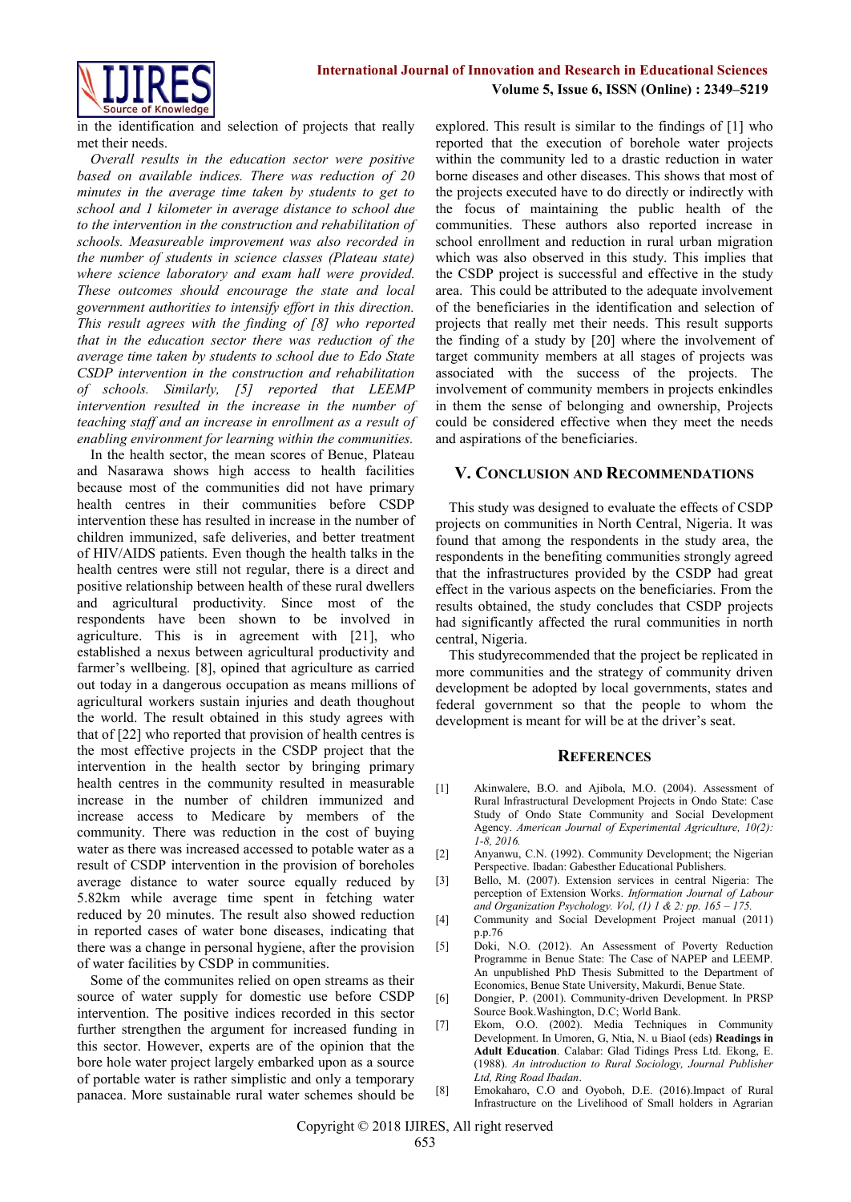in the identification and selection of projects that really met their needs.

*Overall results in the education sector were positive based on available indices. There was reduction of 20 minutes in the average time taken by students to get to school and 1 kilometer in average distance to school due to the intervention in the construction and rehabilitation of schools. Measureable improvement was also recorded in the number of students in science classes (Plateau state) where science laboratory and exam hall were provided. These outcomes should encourage the state and local government authorities to intensify effort in this direction. This result agrees with the finding of [8] who reported that in the education sector there was reduction of the average time taken by students to school due to Edo State CSDP intervention in the construction and rehabilitation of schools. Similarly, [5] reported that LEEMP intervention resulted in the increase in the number of teaching staff and an increase in enrollment as a result of enabling environment for learning within the communities.*

In the health sector, the mean scores of Benue, Plateau and Nasarawa shows high access to health facilities because most of the communities did not have primary health centres in their communities before CSDP intervention these has resulted in increase in the number of children immunized, safe deliveries, and better treatment of HIV/AIDS patients. Even though the health talks in the health centres were still not regular, there is a direct and positive relationship between health of these rural dwellers and agricultural productivity. Since most of the respondents have been shown to be involved in agriculture. This is in agreement with [21], who established a nexus between agricultural productivity and farmer's wellbeing. [8], opined that agriculture as carried out today in a dangerous occupation as means millions of agricultural workers sustain injuries and death thoughout the world. The result obtained in this study agrees with that of [22] who reported that provision of health centres is the most effective projects in the CSDP project that the intervention in the health sector by bringing primary health centres in the community resulted in measurable increase in the number of children immunized and increase access to Medicare by members of the community. There was reduction in the cost of buying water as there was increased accessed to potable water as a result of CSDP intervention in the provision of boreholes average distance to water source equally reduced by 5.82km while average time spent in fetching water reduced by 20 minutes. The result also showed reduction in reported cases of water bone diseases, indicating that there was a change in personal hygiene, after the provision of water facilities by CSDP in communities.

Some of the communites relied on open streams as their source of water supply for domestic use before CSDP intervention. The positive indices recorded in this sector further strengthen the argument for increased funding in this sector. However, experts are of the opinion that the bore hole water project largely embarked upon as a source of portable water is rather simplistic and only a temporary panacea. More sustainable rural water schemes should be explored. This result is similar to the findings of [1] who reported that the execution of borehole water projects within the community led to a drastic reduction in water borne diseases and other diseases. This shows that most of the projects executed have to do directly or indirectly with the focus of maintaining the public health of the communities. These authors also reported increase in school enrollment and reduction in rural urban migration which was also observed in this study. This implies that the CSDP project is successful and effective in the study area. This could be attributed to the adequate involvement of the beneficiaries in the identification and selection of projects that really met their needs. This result supports the finding of a study by [20] where the involvement of target community members at all stages of projects was associated with the success of the projects. The involvement of community members in projects enkindles in them the sense of belonging and ownership, Projects could be considered effective when they meet the needs and aspirations of the beneficiaries.

## V. Conclusion and Recommendations

This study was designed to evaluate the effects of CSDP projects on communities in North Central, Nigeria. It was found that among the respondents in the study area, the respondents in the benefiting communities strongly agreed that the infrastructures provided by the CSDP had great effect in the various aspects on the beneficiaries. From the results obtained, the study concludes that CSDP projects had significantly affected the rural communities in north central, Nigeria.

This studyrecommended that the project be replicated in more communities and the strategy of community driven development be adopted by local governments, states and federal government so that the people to whom the development is meant for will be at the driver's seat.

## References

[1] Akinwalere, B.O. and Ajibola, M.O. (2004). Assessment of Rural Infrastructural Development Projects in Ondo State: Case Study of Ondo State Community and Social Development Agency. *American Journal of Experimental Agriculture, 10(2): 1-8, 2016.*

[2] Anyanwu, C.N. (1992). Community Development; the Nigerian Perspective. Ibadan: Gabesther Educational Publishers.

[3] Bello, M. (2007). Extension services in central Nigeria: The perception of Extension Works. *Information Journal of Labour and Organization Psychology. Vol, (1) 1 & 2: pp. 165 – 175.*

[4] Community and Social Development Project manual (2011) p.p.76

[5] Doki, N.O. (2012). An Assessment of Poverty Reduction Programme in Benue State: The Case of NAPEP and LEEMP. An unpublished PhD Thesis Submitted to the Department of Economics, Benue State University, Makurdi, Benue State.

[6] Dongier, P. (2001). Community-driven Development. In PRSP Source Book.Washington, D.C; World Bank.

[7] Ekom, O.O. (2002). Media Techniques in Community Development. In Umoren, G, Ntia, N. u Biaol (eds) **Readings in Adult Education**. Calabar: Glad Tidings Press Ltd. Ekong, E. (1988). *An introduction to Rural Sociology, Journal Publisher Ltd, Ring Road Ibadan*.

[8] Emokaharo, C.O and Oyoboh, D.E. (2016).Impact of Rural Infrastructure on the Livelihood of Small holders in Agrarian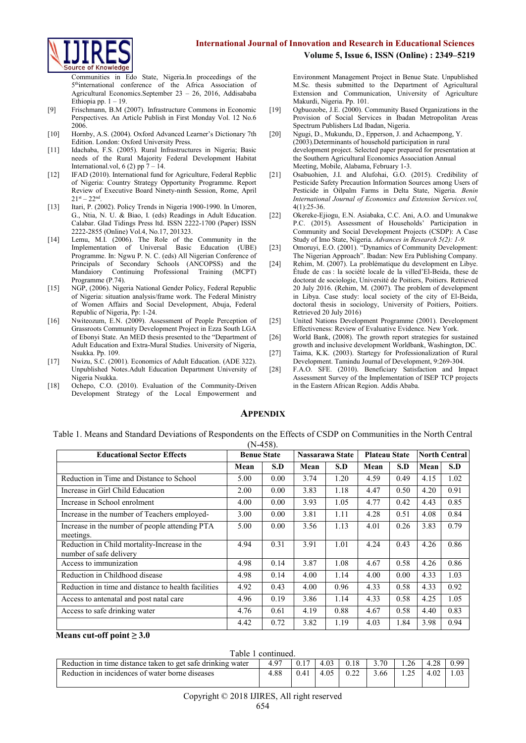Communities in Edo State, Nigeria.In proceedings of the 5[th]international conference of the Africa Association of Agricultural Economics.September 23 – 26, 2016, Addisababa Ethiopia pp. 1 – 19.

[9] Frischmann, B.M (2007). Infrastructure Commons in Economic Perspectives. An Article Publish in First Monday Vol. 12 No.6 2006.

[10] Hornby, A.S. (2004). Oxford Advanced Learner's Dictionary 7th Edition. London: Oxford University Press.

[11] Idachaba, F.S. (2005). Rural Infrastructures in Nigeria; Basic needs of the Rural Majority Federal Development Habitat International.vol, 6 (2) pp 7 – 14.

[12] IFAD (2010). International fund for Agriculture, Federal Repblic of Nigeria: Country Strategy Opportunity Programme. Report Review of Executive Board Ninety-ninth Session, Rome, April 21[st] – 22[nd].

[13] Itari, P. (2002). Policy Trends in Nigeria 1900-1990. In Umoren, G., Ntia, N. U. & Biao, I. (eds) Readings in Adult Education. Calabar. Glad Tidings Press ltd. ISSN 2222-1700 (Paper) ISSN 2222-2855 (Online) Vol.4, No.17, 201323.

[14] Lemu, M.I. (2006). The Role of the Community in the Implementation of Universal Basic Education (UBE) Programme. In: Ngwu P. N. C. (eds) All Nigerian Conference of Principals of Secondary Schools (ANCOPSS) and the Mandaiory Continuing Professional Training (MCPT) Programme (P.74).

[15] NGP, (2006). Nigeria National Gender Policy, Federal Republic of Nigeria: situation analysis/frame work. The Federal Ministry of Women Affairs and Social Development, Abuja, Federal Republic of Nigeria, Pp: 1-24.

[16] Nwiteozum, E.N. (2009). Assessment of People Perception of Grassroots Community Development Project in Ezza South LGA of Ebonyi State. An MED thesis presented to the "Department of Adult Education and Extra-Mural Studies. University of Nigeria, Nsukka. Pp. 109.

[17] Nwizu, S.C. (2001). Economics of Adult Education. (ADE 322). Unpublished Notes.Adult Education Department University of Nigeria Nsukka.

[18] Ochepo, C.O. (2010). Evaluation of the Community-Driven Development Strategy of the Local Empowerment and Environment Management Project in Benue State. Unpublished M.Sc. thesis submitted to the Department of Agricultural Extension and Communication, University of Agriculture Makurdi, Nigeria. Pp. 101.

[19] Ogbuozobe, J.E. (2000). Community Based Organizations in the Provision of Social Services in Ibadan Metropolitan Areas Spectrum Publishers Ltd Ibadan, Nigeria.

[20] Ngugi, D., Mukundu, D., Epperson, J. and Achaempong, Y. (2003).Determinants of household participation in rural development project. Selected paper prepared for presentation at the Southern Agricultural Economics Association Annual Meeting, Mobile, Alabama, February 1-3.

[21] Osabuohien, J.I. and Alufohai, G.O. (2015). Credibility of Pesticide Safety Precaution Information Sources among Users of Pesticide in Oilpalm Farms in Delta State, Nigeria. *Benin International Journal of Economics and Extension Services.vol,* 4(1):25-36.

[22] Okereke-Ejiogu, E.N. Asiabaka, C.C. Ani, A.O. and Umunakwe P.C. (2015). Assessment of Households' Participation in Community and Social Development Projects (CSDP): A Case Study of Imo State, Nigeria. *Advances in Research 5(2): 1-9.*

[23] Omoruyi, E.O. (2001). "Dynamics of Community Development: The Nigerian Approach". Ibadan: New Era Publishing Company.

[24] Rehim, M. (2007). La problématique du development en Libye. Étude de cas : la société locale de la villed'El-Beida, these de doctorat de sociologie, Université de Poitiers, Poitiers. Retrieved 20 July 2016. (Rehim, M. (2007). The problem of development in Libya. Case study: local society of the city of El-Beida, doctoral thesis in sociology, University of Poitiers, Poitiers. Retrieved 20 July 2016)

[25] United Nations Development Programme (2001). Development Effectiveness: Review of Evaluative Evidence. New York.

[26] World Bank, (2008). The growth report strategies for sustained growth and inclusive development Worldbank, Washington, DC.

[27] Taima, K.K. (2003). Startegy for Professionalization of Rural Development. Tamindu Journal of Development, 9:269-304.

[28] F.A.O. SFE. (2010). Beneficiary Satisfaction and Impact Assessment Survey of the Implementation of ISEP TCP projects in the Eastern African Region. Addis Ababa.

## APPENDIX

Table 1. Means and Standard Deviations of Respondents on the Effects of CSDP on Communities in the North Central (N-458).

| Educational Sector Effects | Benue State | | Nassarawa State | | Plateau State | | North Central | |
|---|---|---|---|---|---|---|---|---|
| | Mean | S.D | Mean | S.D | Mean | S.D | Mean | S.D |
| Reduction in Time and Distance to School | 5.00 | 0.00 | 3.74 | 1.20 | 4.59 | 0.49 | 4.15 | 1.02 |
| Increase in Girl Child Education | 2.00 | 0.00 | 3.83 | 1.18 | 4.47 | 0.50 | 4.20 | 0.91 |
| Increase in School enrolment | 4.00 | 0.00 | 3.93 | 1.05 | 4.77 | 0.42 | 4.43 | 0.85 |
| Increase in the number of Teachers employed- | 3.00 | 0.00 | 3.81 | 1.11 | 4.28 | 0.51 | 4.08 | 0.84 |
| Increase in the number of people attending PTA meetings. | 5.00 | 0.00 | 3.56 | 1.13 | 4.01 | 0.26 | 3.83 | 0.79 |
| Reduction in Child mortality-Increase in the number of safe delivery | 4.94 | 0.31 | 3.91 | 1.01 | 4.24 | 0.43 | 4.26 | 0.86 |
| Access to immunization | 4.98 | 0.14 | 3.87 | 1.08 | 4.67 | 0.58 | 4.26 | 0.86 |
| Reduction in Childhood disease | 4.98 | 0.14 | 4.00 | 1.14 | 4.00 | 0.00 | 4.33 | 1.03 |
| Reduction in time and distance to health facilities | 4.92 | 0.43 | 4.00 | 0.96 | 4.33 | 0.58 | 4.33 | 0.92 |
| Access to antenatal and post natal care | 4.96 | 0.19 | 3.86 | 1.14 | 4.33 | 0.58 | 4.25 | 1.05 |
| Access to safe drinking water | 4.76 | 0.61 | 4.19 | 0.88 | 4.67 | 0.58 | 4.40 | 0.83 |
| | 4.42 | 0.72 | 3.82 | 1.19 | 4.03 | 1.84 | 3.98 | 0.94 |

**Means cut-off point ≥ 3.0**

Table 1 continued.

| | | | | | | | | |
|---|---|---|---|---|---|---|---|---|
| Reduction in time distance taken to get safe drinking water | 4.97 | 0.17 | 4.03 | 0.18 | 3.70 | 1.26 | 4.28 | 0.99 |
| Reduction in incidences of water borne diseases | 4.88 | 0.41 | 4.05 | 0.22 | 3.66 | 1.25 | 4.02 | 1.03 |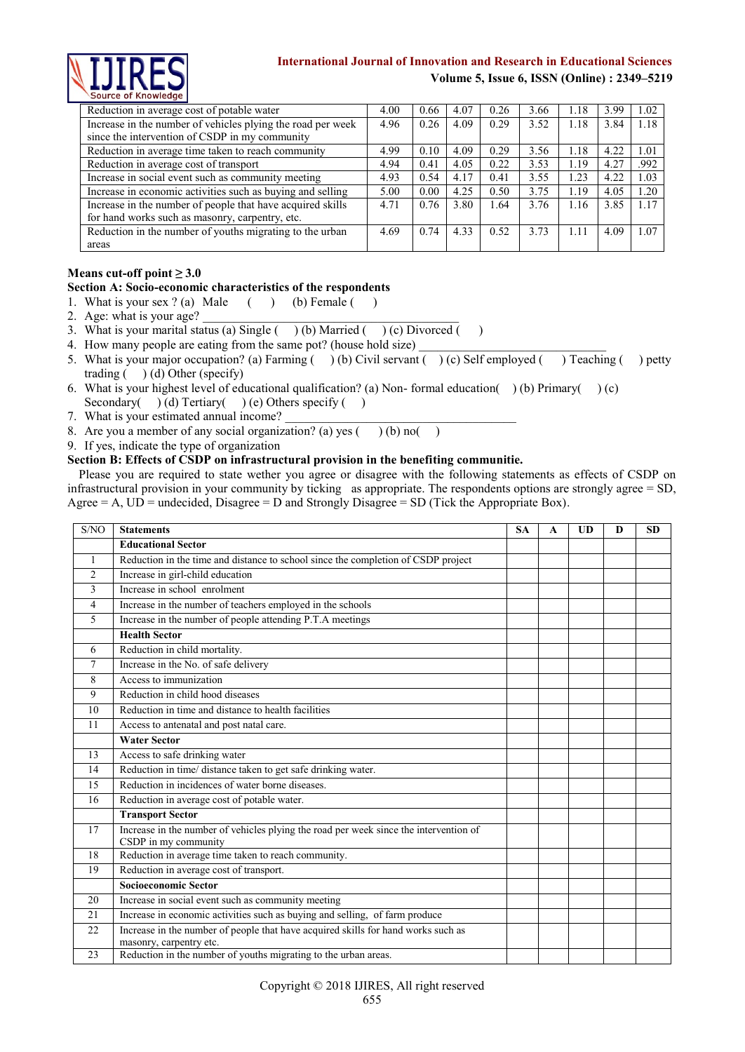| | | | | | | | | |
|---|---|---|---|---|---|---|---|---|
| Reduction in average cost of potable water | 4.00 | 0.66 | 4.07 | 0.26 | 3.66 | 1.18 | 3.99 | 1.02 |
| Increase in the number of vehicles plying the road per week since the intervention of CSDP in my community | 4.96 | 0.26 | 4.09 | 0.29 | 3.52 | 1.18 | 3.84 | 1.18 |
| Reduction in average time taken to reach community | 4.99 | 0.10 | 4.09 | 0.29 | 3.56 | 1.18 | 4.22 | 1.01 |
| Reduction in average cost of transport | 4.94 | 0.41 | 4.05 | 0.22 | 3.53 | 1.19 | 4.27 | .992 |
| Increase in social event such as community meeting | 4.93 | 0.54 | 4.17 | 0.41 | 3.55 | 1.23 | 4.22 | 1.03 |
| Increase in economic activities such as buying and selling | 5.00 | 0.00 | 4.25 | 0.50 | 3.75 | 1.19 | 4.05 | 1.20 |
| Increase in the number of people that have acquired skills for hand works such as masonry, carpentry, etc. | 4.71 | 0.76 | 3.80 | 1.64 | 3.76 | 1.16 | 3.85 | 1.17 |
| Reduction in the number of youths migrating to the urban areas | 4.69 | 0.74 | 4.33 | 0.52 | 3.73 | 1.11 | 4.09 | 1.07 |

**Means cut-off point ≥ 3.0**

**Section A: Socio-economic characteristics of the respondents**

1. What is your sex ? (a) Male ( ) (b) Female ( )
2. Age: what is your age? ___________________________________
3. What is your marital status (a) Single ( ) (b) Married ( ) (c) Divorced ( )
4. How many people are eating from the same pot? (house hold size) ___________________________
5. What is your major occupation? (a) Farming ( ) (b) Civil servant ( ) (c) Self employed ( ) Teaching ( ) petty trading ( ) (d) Other (specify)
6. What is your highest level of educational qualification? (a) Non- formal education( ) (b) Primary( ) (c) Secondary( ) (d) Tertiary( ) (e) Others specify ( )
7. What is your estimated annual income? _______________________________
8. Are you a member of any social organization? (a) yes ( ) (b) no( )
9. If yes, indicate the type of organization

**Section B: Effects of CSDP on infrastructural provision in the benefiting communitie.**

Please you are required to state wether you agree or disagree with the following statements as effects of CSDP on infrastructural provision in your community by ticking as appropriate. The respondents options are strongly agree = SD, Agree = A, UD = undecided, Disagree = D and Strongly Disagree = SD (Tick the Appropriate Box).

| S/NO | Statements | SA | A | UD | D | SD |
|---|---|---|---|---|---|---|
| | **Educational Sector** | | | | | |
| 1 | Reduction in the time and distance to school since the completion of CSDP project | | | | | |
| 2 | Increase in girl-child education | | | | | |
| 3 | Increase in school enrolment | | | | | |
| 4 | Increase in the number of teachers employed in the schools | | | | | |
| 5 | Increase in the number of people attending P.T.A meetings | | | | | |
| | **Health Sector** | | | | | |
| 6 | Reduction in child mortality. | | | | | |
| 7 | Increase in the No. of safe delivery | | | | | |
| 8 | Access to immunization | | | | | |
| 9 | Reduction in child hood diseases | | | | | |
| 10 | Reduction in time and distance to health facilities | | | | | |
| 11 | Access to antenatal and post natal care. | | | | | |
| | **Water Sector** | | | | | |
| 13 | Access to safe drinking water | | | | | |
| 14 | Reduction in time/ distance taken to get safe drinking water. | | | | | |
| 15 | Reduction in incidences of water borne diseases. | | | | | |
| 16 | Reduction in average cost of potable water. | | | | | |
| | **Transport Sector** | | | | | |
| 17 | Increase in the number of vehicles plying the road per week since the intervention of CSDP in my community | | | | | |
| 18 | Reduction in average time taken to reach community. | | | | | |
| 19 | Reduction in average cost of transport. | | | | | |
| | **Socioeconomic Sector** | | | | | |
| 20 | Increase in social event such as community meeting | | | | | |
| 21 | Increase in economic activities such as buying and selling, of farm produce | | | | | |
| 22 | Increase in the number of people that have acquired skills for hand works such as masonry, carpentry etc. | | | | | |
| 23 | Reduction in the number of youths migrating to the urban areas. | | | | | |